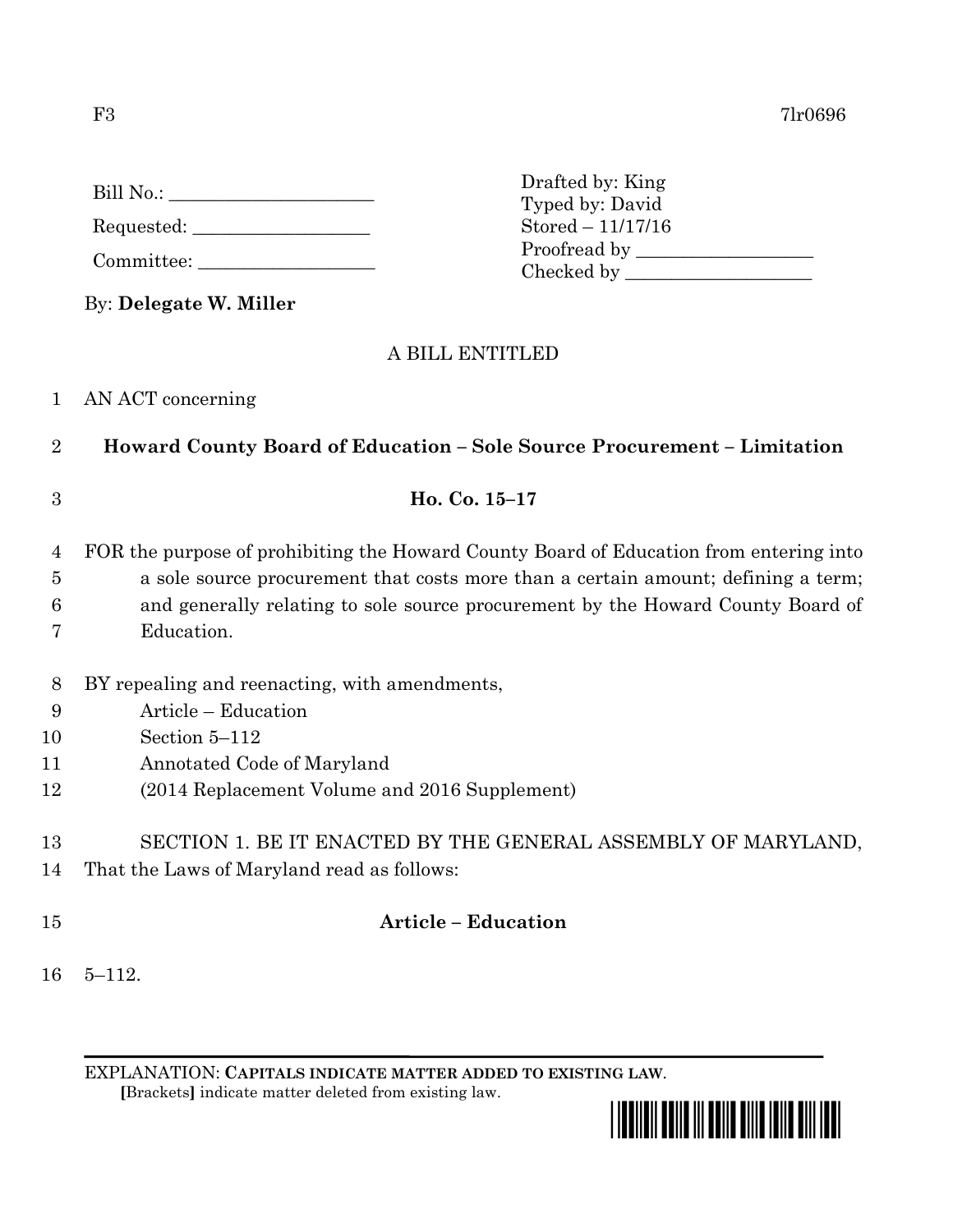F3 7lr0696

Bill No.: ______________________

Requested: ___________________

Committee: ___________________

Drafted by: King
Typed by: David
Stored – 11/17/16
Proofread by ___________________
Checked by ____________________

By: **Delegate W. Miller**

A BILL ENTITLED

1 AN ACT concerning

2 **Howard County Board of Education – Sole Source Procurement – Limitation**

3 **Ho. Co. 15–17**

4 FOR the purpose of prohibiting the Howard County Board of Education from entering into
5 a sole source procurement that costs more than a certain amount; defining a term;
6 and generally relating to sole source procurement by the Howard County Board of
7 Education.

8 BY repealing and reenacting, with amendments,
9 Article – Education
10 Section 5–112
11 Annotated Code of Maryland
12 (2014 Replacement Volume and 2016 Supplement)

13 SECTION 1. BE IT ENACTED BY THE GENERAL ASSEMBLY OF MARYLAND,
14 That the Laws of Maryland read as follows:

15 **Article – Education**

16 5–112.

EXPLANATION: **CAPITALS INDICATE MATTER ADDED TO EXISTING LAW**.
**[**Brackets**]** indicate matter deleted from existing law.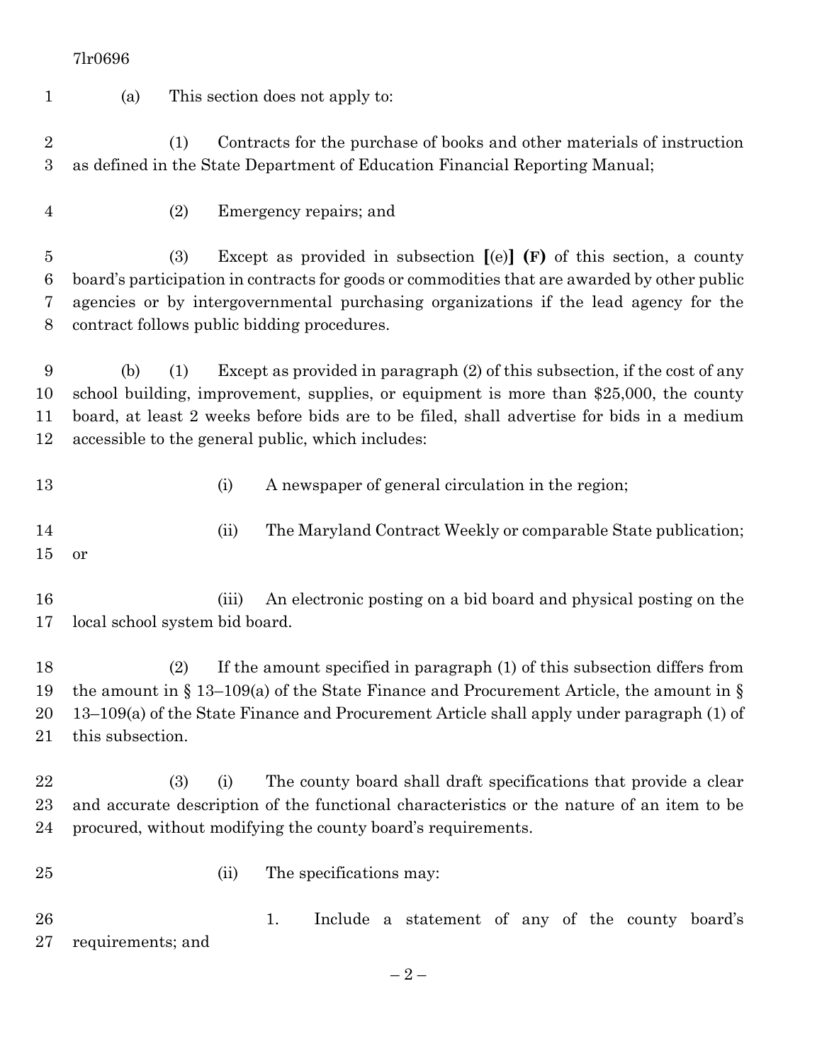(a) This section does not apply to:

(1) Contracts for the purchase of books and other materials of instruction as defined in the State Department of Education Financial Reporting Manual;

(2) Emergency repairs; and

(3) Except as provided in subsection **[**(e)**] (F)** of this section, a county board's participation in contracts for goods or commodities that are awarded by other public agencies or by intergovernmental purchasing organizations if the lead agency for the contract follows public bidding procedures.

(b) (1) Except as provided in paragraph (2) of this subsection, if the cost of any school building, improvement, supplies, or equipment is more than $25,000, the county board, at least 2 weeks before bids are to be filed, shall advertise for bids in a medium accessible to the general public, which includes:

(i) A newspaper of general circulation in the region;

(ii) The Maryland Contract Weekly or comparable State publication; or

(iii) An electronic posting on a bid board and physical posting on the local school system bid board.

(2) If the amount specified in paragraph (1) of this subsection differs from the amount in § 13–109(a) of the State Finance and Procurement Article, the amount in § 13–109(a) of the State Finance and Procurement Article shall apply under paragraph (1) of this subsection.

(3) (i) The county board shall draft specifications that provide a clear and accurate description of the functional characteristics or the nature of an item to be procured, without modifying the county board's requirements.

(ii) The specifications may:

1. Include a statement of any of the county board's requirements; and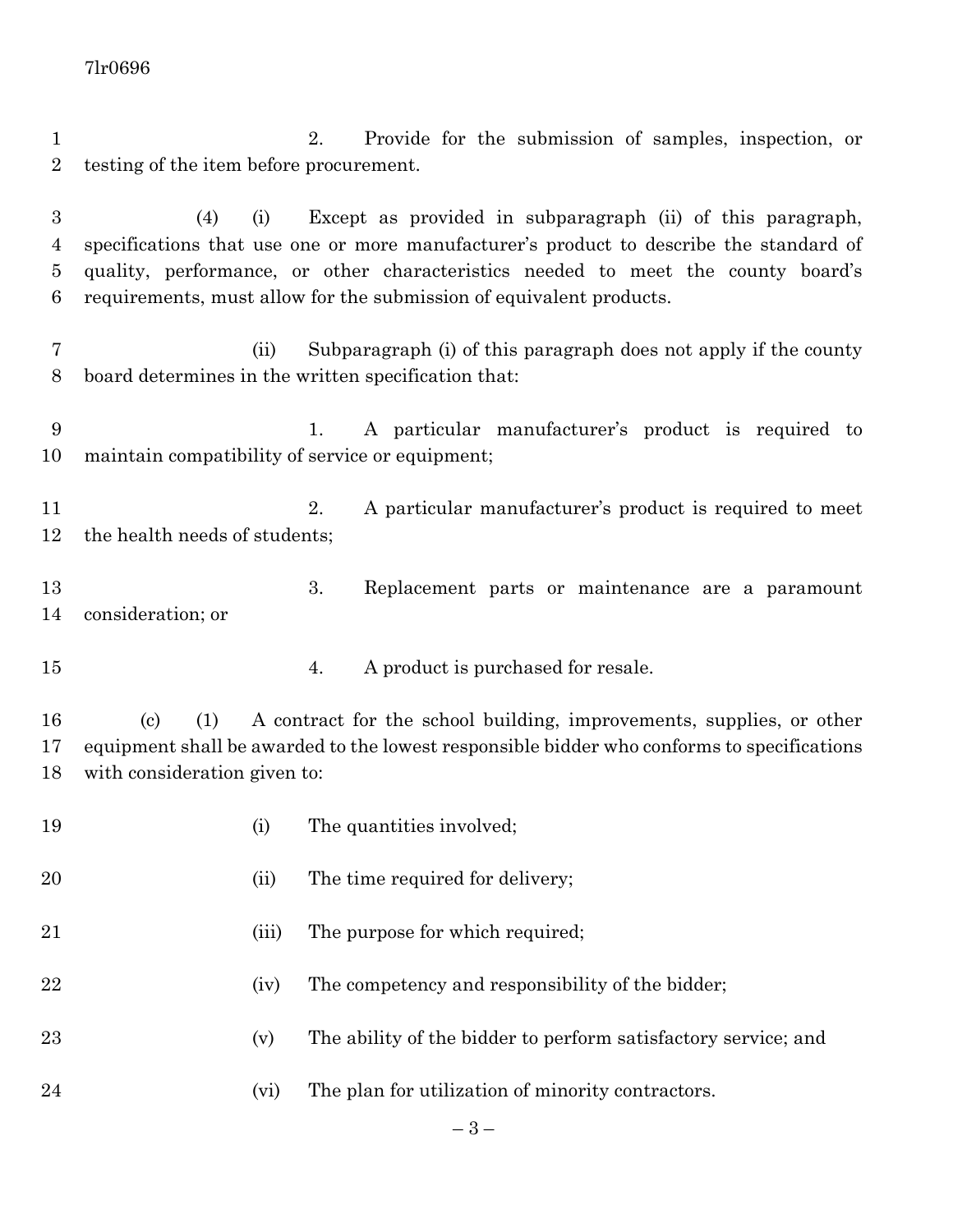2. Provide for the submission of samples, inspection, or testing of the item before procurement.

(4) (i) Except as provided in subparagraph (ii) of this paragraph, specifications that use one or more manufacturer's product to describe the standard of quality, performance, or other characteristics needed to meet the county board's requirements, must allow for the submission of equivalent products.

(ii) Subparagraph (i) of this paragraph does not apply if the county board determines in the written specification that:

1. A particular manufacturer's product is required to maintain compatibility of service or equipment;

2. A particular manufacturer's product is required to meet the health needs of students;

3. Replacement parts or maintenance are a paramount consideration; or

4. A product is purchased for resale.

(c) (1) A contract for the school building, improvements, supplies, or other equipment shall be awarded to the lowest responsible bidder who conforms to specifications with consideration given to:

(i) The quantities involved;

(ii) The time required for delivery;

(iii) The purpose for which required;

(iv) The competency and responsibility of the bidder;

(v) The ability of the bidder to perform satisfactory service; and

(vi) The plan for utilization of minority contractors.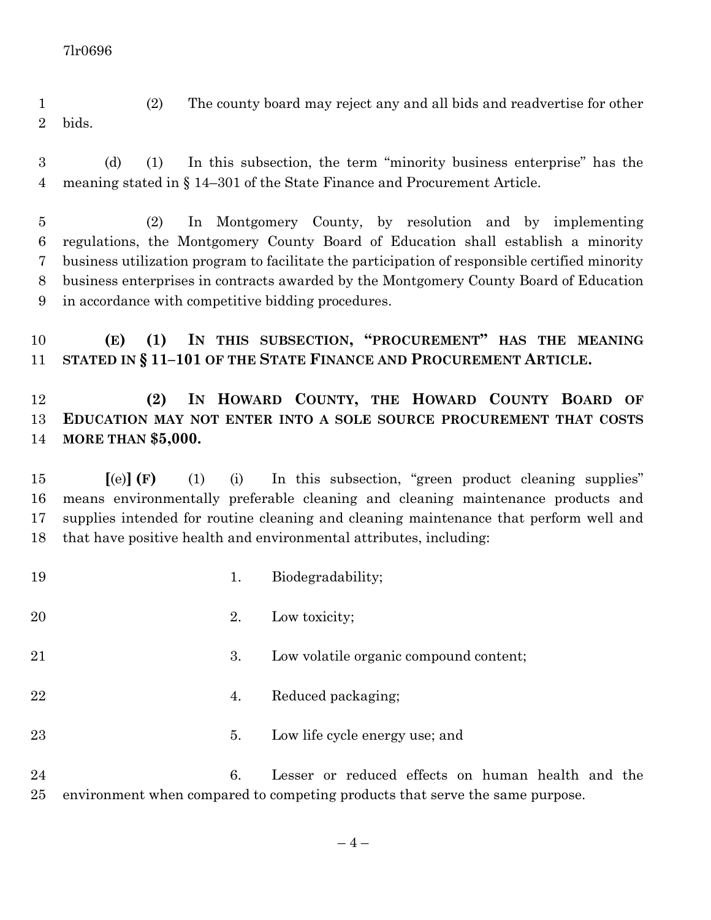(2) The county board may reject any and all bids and readvertise for other bids.

(d) (1) In this subsection, the term "minority business enterprise" has the meaning stated in § 14–301 of the State Finance and Procurement Article.

(2) In Montgomery County, by resolution and by implementing regulations, the Montgomery County Board of Education shall establish a minority business utilization program to facilitate the participation of responsible certified minority business enterprises in contracts awarded by the Montgomery County Board of Education in accordance with competitive bidding procedures.

**(E) (1) IN THIS SUBSECTION, "PROCUREMENT" HAS THE MEANING STATED IN § 11–101 OF THE STATE FINANCE AND PROCUREMENT ARTICLE.**

**(2) IN HOWARD COUNTY, THE HOWARD COUNTY BOARD OF EDUCATION MAY NOT ENTER INTO A SOLE SOURCE PROCUREMENT THAT COSTS MORE THAN $5,000.**

**[**(e)**] (F)** (1) (i) In this subsection, "green product cleaning supplies" means environmentally preferable cleaning and cleaning maintenance products and supplies intended for routine cleaning and cleaning maintenance that perform well and that have positive health and environmental attributes, including:

1. Biodegradability;

2. Low toxicity;

3. Low volatile organic compound content;

4. Reduced packaging;

5. Low life cycle energy use; and

6. Lesser or reduced effects on human health and the environment when compared to competing products that serve the same purpose.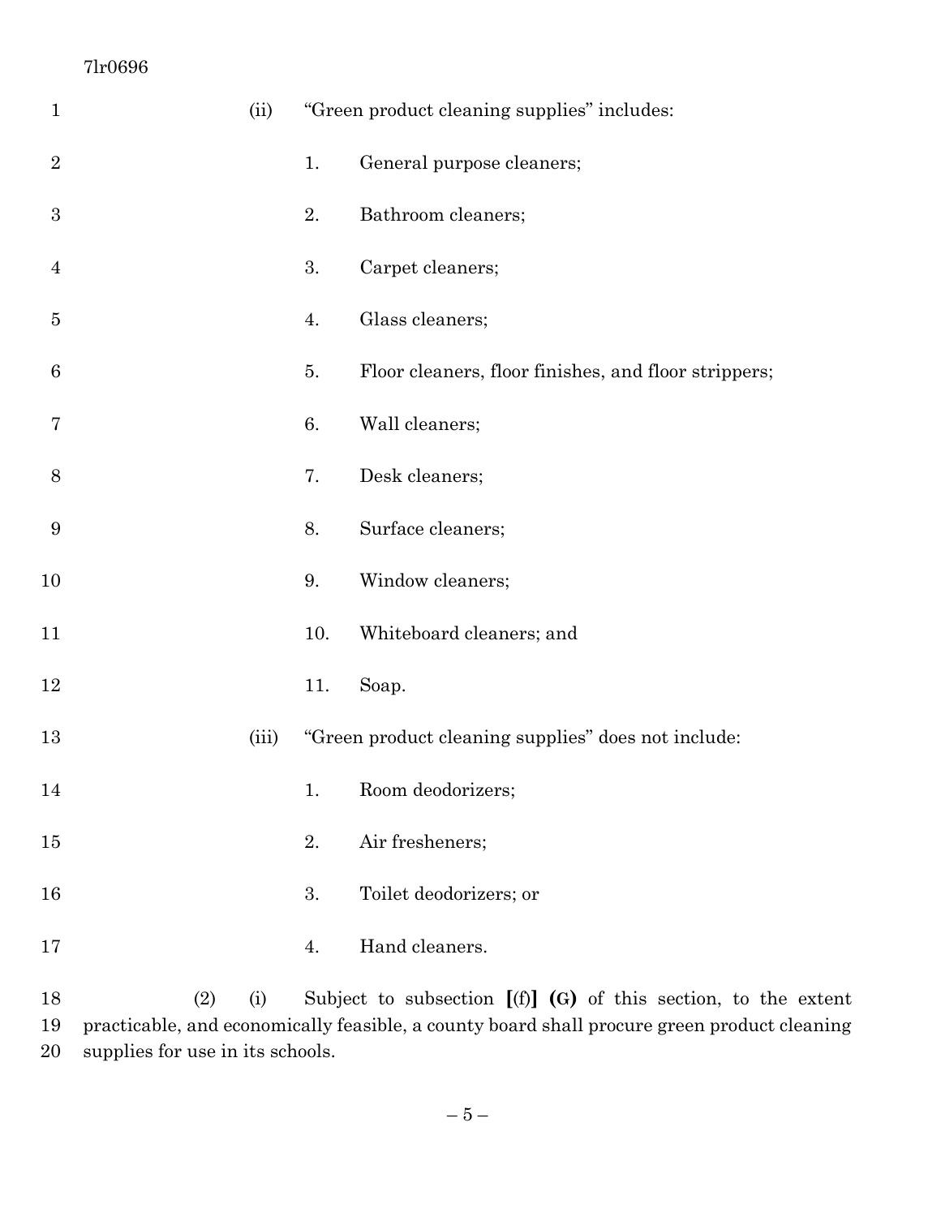(ii) "Green product cleaning supplies" includes:

1. General purpose cleaners;

2. Bathroom cleaners;

3. Carpet cleaners;

4. Glass cleaners;

5. Floor cleaners, floor finishes, and floor strippers;

6. Wall cleaners;

7. Desk cleaners;

8. Surface cleaners;

9. Window cleaners;

10. Whiteboard cleaners; and

11. Soap.

(iii) "Green product cleaning supplies" does not include:

1. Room deodorizers;

2. Air fresheners;

3. Toilet deodorizers; or

4. Hand cleaners.

(2) (i) Subject to subsection **[**(f)**]** **(G)** of this section, to the extent practicable, and economically feasible, a county board shall procure green product cleaning supplies for use in its schools.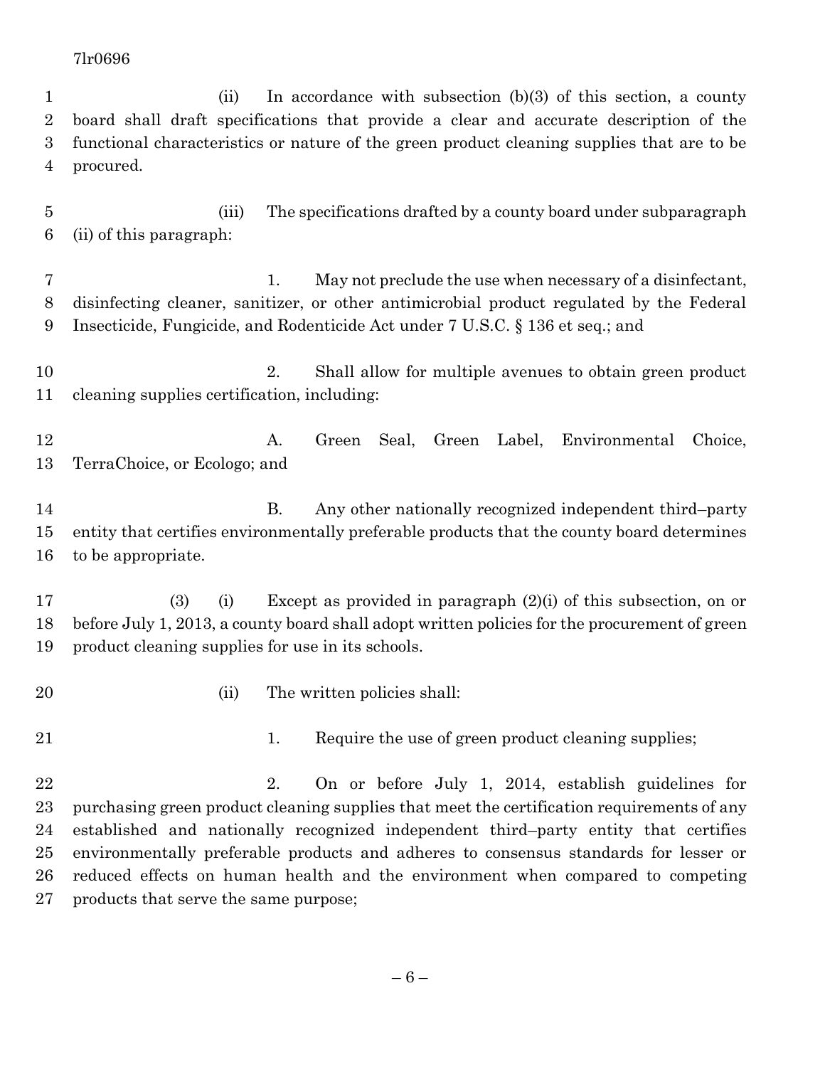(ii) In accordance with subsection (b)(3) of this section, a county board shall draft specifications that provide a clear and accurate description of the functional characteristics or nature of the green product cleaning supplies that are to be procured.

(iii) The specifications drafted by a county board under subparagraph (ii) of this paragraph:

1. May not preclude the use when necessary of a disinfectant, disinfecting cleaner, sanitizer, or other antimicrobial product regulated by the Federal Insecticide, Fungicide, and Rodenticide Act under 7 U.S.C. § 136 et seq.; and

2. Shall allow for multiple avenues to obtain green product cleaning supplies certification, including:

A. Green Seal, Green Label, Environmental Choice, TerraChoice, or Ecologo; and

B. Any other nationally recognized independent third–party entity that certifies environmentally preferable products that the county board determines to be appropriate.

(3) (i) Except as provided in paragraph (2)(i) of this subsection, on or before July 1, 2013, a county board shall adopt written policies for the procurement of green product cleaning supplies for use in its schools.

(ii) The written policies shall:

1. Require the use of green product cleaning supplies;

2. On or before July 1, 2014, establish guidelines for purchasing green product cleaning supplies that meet the certification requirements of any established and nationally recognized independent third–party entity that certifies environmentally preferable products and adheres to consensus standards for lesser or reduced effects on human health and the environment when compared to competing products that serve the same purpose;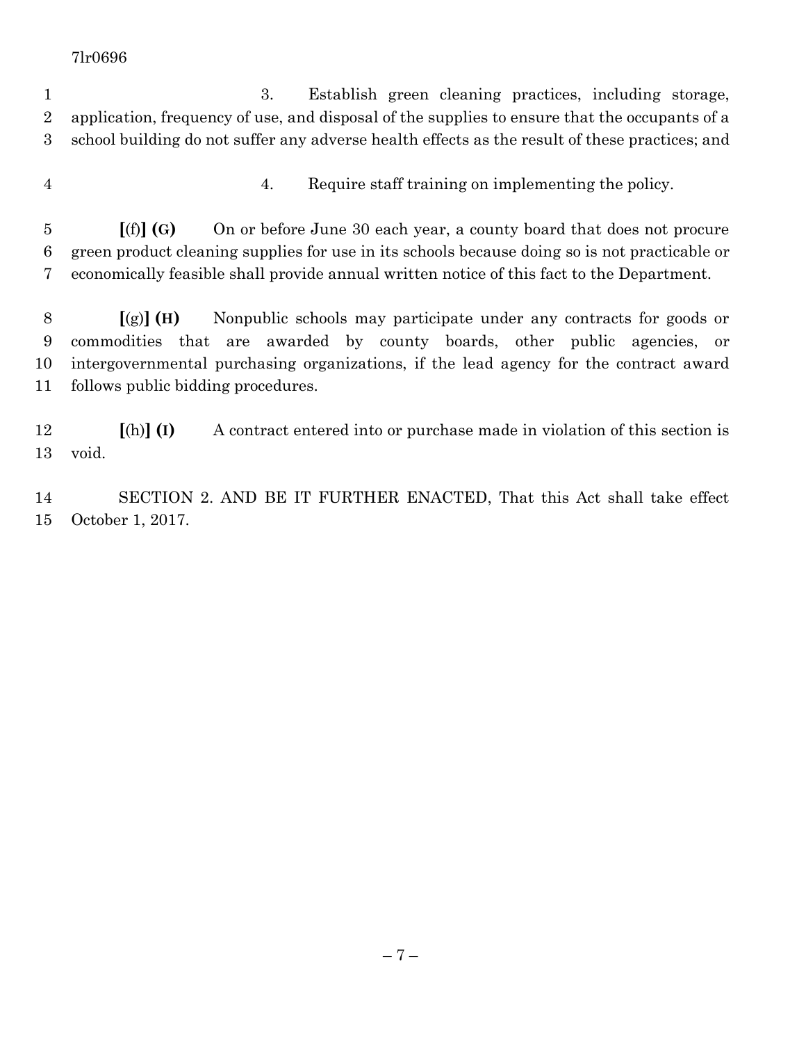3. Establish green cleaning practices, including storage, application, frequency of use, and disposal of the supplies to ensure that the occupants of a school building do not suffer any adverse health effects as the result of these practices; and

4. Require staff training on implementing the policy.

**[**(f)**] (G)** On or before June 30 each year, a county board that does not procure green product cleaning supplies for use in its schools because doing so is not practicable or economically feasible shall provide annual written notice of this fact to the Department.

**[**(g)**] (H)** Nonpublic schools may participate under any contracts for goods or commodities that are awarded by county boards, other public agencies, or intergovernmental purchasing organizations, if the lead agency for the contract award follows public bidding procedures.

**[**(h)**] (I)** A contract entered into or purchase made in violation of this section is void.

SECTION 2. AND BE IT FURTHER ENACTED, That this Act shall take effect October 1, 2017.